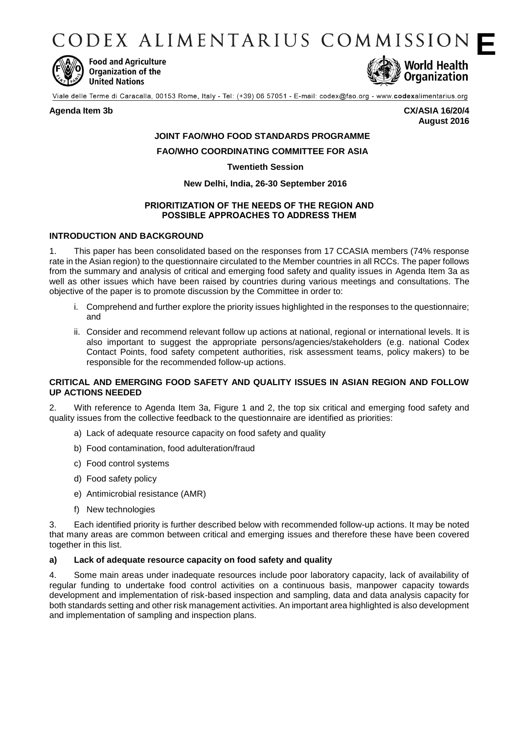# CODEX ALIMENTARIUS COMMISSION E

Food and Agriculture Organization of the United Nations

World Health Organization

Viale delle Terme di Caracalla, 00153 Rome, Italy - Tel: (+39) 06 57051 - E-mail: codex@fao.org - www.codexalimentarius.org

**Agenda Item 3b** **CX/ASIA 16/20/4**
**August 2016**

**JOINT FAO/WHO FOOD STANDARDS PROGRAMME**

**FAO/WHO COORDINATING COMMITTEE FOR ASIA**

**Twentieth Session**

**New Delhi, India, 26-30 September 2016**

## PRIORITIZATION OF THE NEEDS OF THE REGION AND POSSIBLE APPROACHES TO ADDRESS THEM

### INTRODUCTION AND BACKGROUND

1. This paper has been consolidated based on the responses from 17 CCASIA members (74% response rate in the Asian region) to the questionnaire circulated to the Member countries in all RCCs. The paper follows from the summary and analysis of critical and emerging food safety and quality issues in Agenda Item 3a as well as other issues which have been raised by countries during various meetings and consultations. The objective of the paper is to promote discussion by the Committee in order to:

   i. Comprehend and further explore the priority issues highlighted in the responses to the questionnaire; and

   ii. Consider and recommend relevant follow up actions at national, regional or international levels. It is also important to suggest the appropriate persons/agencies/stakeholders (e.g. national Codex Contact Points, food safety competent authorities, risk assessment teams, policy makers) to be responsible for the recommended follow-up actions.

### CRITICAL AND EMERGING FOOD SAFETY AND QUALITY ISSUES IN ASIAN REGION AND FOLLOW UP ACTIONS NEEDED

2. With reference to Agenda Item 3a, Figure 1 and 2, the top six critical and emerging food safety and quality issues from the collective feedback to the questionnaire are identified as priorities:

   a) Lack of adequate resource capacity on food safety and quality

   b) Food contamination, food adulteration/fraud

   c) Food control systems

   d) Food safety policy

   e) Antimicrobial resistance (AMR)

   f) New technologies

3. Each identified priority is further described below with recommended follow-up actions. It may be noted that many areas are common between critical and emerging issues and therefore these have been covered together in this list.

#### a) Lack of adequate resource capacity on food safety and quality

4. Some main areas under inadequate resources include poor laboratory capacity, lack of availability of regular funding to undertake food control activities on a continuous basis, manpower capacity towards development and implementation of risk-based inspection and sampling, data and data analysis capacity for both standards setting and other risk management activities. An important area highlighted is also development and implementation of sampling and inspection plans.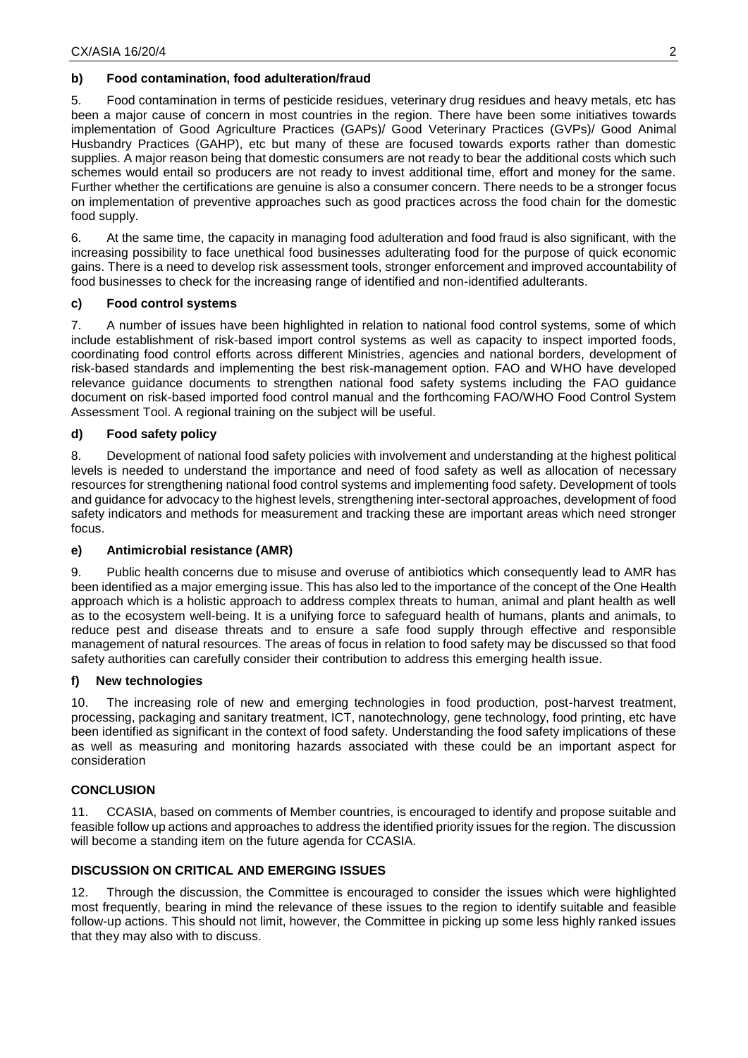### b) Food contamination, food adulteration/fraud

5. Food contamination in terms of pesticide residues, veterinary drug residues and heavy metals, etc has been a major cause of concern in most countries in the region. There have been some initiatives towards implementation of Good Agriculture Practices (GAPs)/ Good Veterinary Practices (GVPs)/ Good Animal Husbandry Practices (GAHP), etc but many of these are focused towards exports rather than domestic supplies. A major reason being that domestic consumers are not ready to bear the additional costs which such schemes would entail so producers are not ready to invest additional time, effort and money for the same. Further whether the certifications are genuine is also a consumer concern. There needs to be a stronger focus on implementation of preventive approaches such as good practices across the food chain for the domestic food supply.

6. At the same time, the capacity in managing food adulteration and food fraud is also significant, with the increasing possibility to face unethical food businesses adulterating food for the purpose of quick economic gains. There is a need to develop risk assessment tools, stronger enforcement and improved accountability of food businesses to check for the increasing range of identified and non-identified adulterants.

### c) Food control systems

7. A number of issues have been highlighted in relation to national food control systems, some of which include establishment of risk-based import control systems as well as capacity to inspect imported foods, coordinating food control efforts across different Ministries, agencies and national borders, development of risk-based standards and implementing the best risk-management option. FAO and WHO have developed relevance guidance documents to strengthen national food safety systems including the FAO guidance document on risk-based imported food control manual and the forthcoming FAO/WHO Food Control System Assessment Tool. A regional training on the subject will be useful.

### d) Food safety policy

8. Development of national food safety policies with involvement and understanding at the highest political levels is needed to understand the importance and need of food safety as well as allocation of necessary resources for strengthening national food control systems and implementing food safety. Development of tools and guidance for advocacy to the highest levels, strengthening inter-sectoral approaches, development of food safety indicators and methods for measurement and tracking these are important areas which need stronger focus.

### e) Antimicrobial resistance (AMR)

9. Public health concerns due to misuse and overuse of antibiotics which consequently lead to AMR has been identified as a major emerging issue. This has also led to the importance of the concept of the One Health approach which is a holistic approach to address complex threats to human, animal and plant health as well as to the ecosystem well-being. It is a unifying force to safeguard health of humans, plants and animals, to reduce pest and disease threats and to ensure a safe food supply through effective and responsible management of natural resources. The areas of focus in relation to food safety may be discussed so that food safety authorities can carefully consider their contribution to address this emerging health issue.

### f) New technologies

10. The increasing role of new and emerging technologies in food production, post-harvest treatment, processing, packaging and sanitary treatment, ICT, nanotechnology, gene technology, food printing, etc have been identified as significant in the context of food safety. Understanding the food safety implications of these as well as measuring and monitoring hazards associated with these could be an important aspect for consideration

## CONCLUSION

11. CCASIA, based on comments of Member countries, is encouraged to identify and propose suitable and feasible follow up actions and approaches to address the identified priority issues for the region. The discussion will become a standing item on the future agenda for CCASIA.

## DISCUSSION ON CRITICAL AND EMERGING ISSUES

12. Through the discussion, the Committee is encouraged to consider the issues which were highlighted most frequently, bearing in mind the relevance of these issues to the region to identify suitable and feasible follow-up actions. This should not limit, however, the Committee in picking up some less highly ranked issues that they may also with to discuss.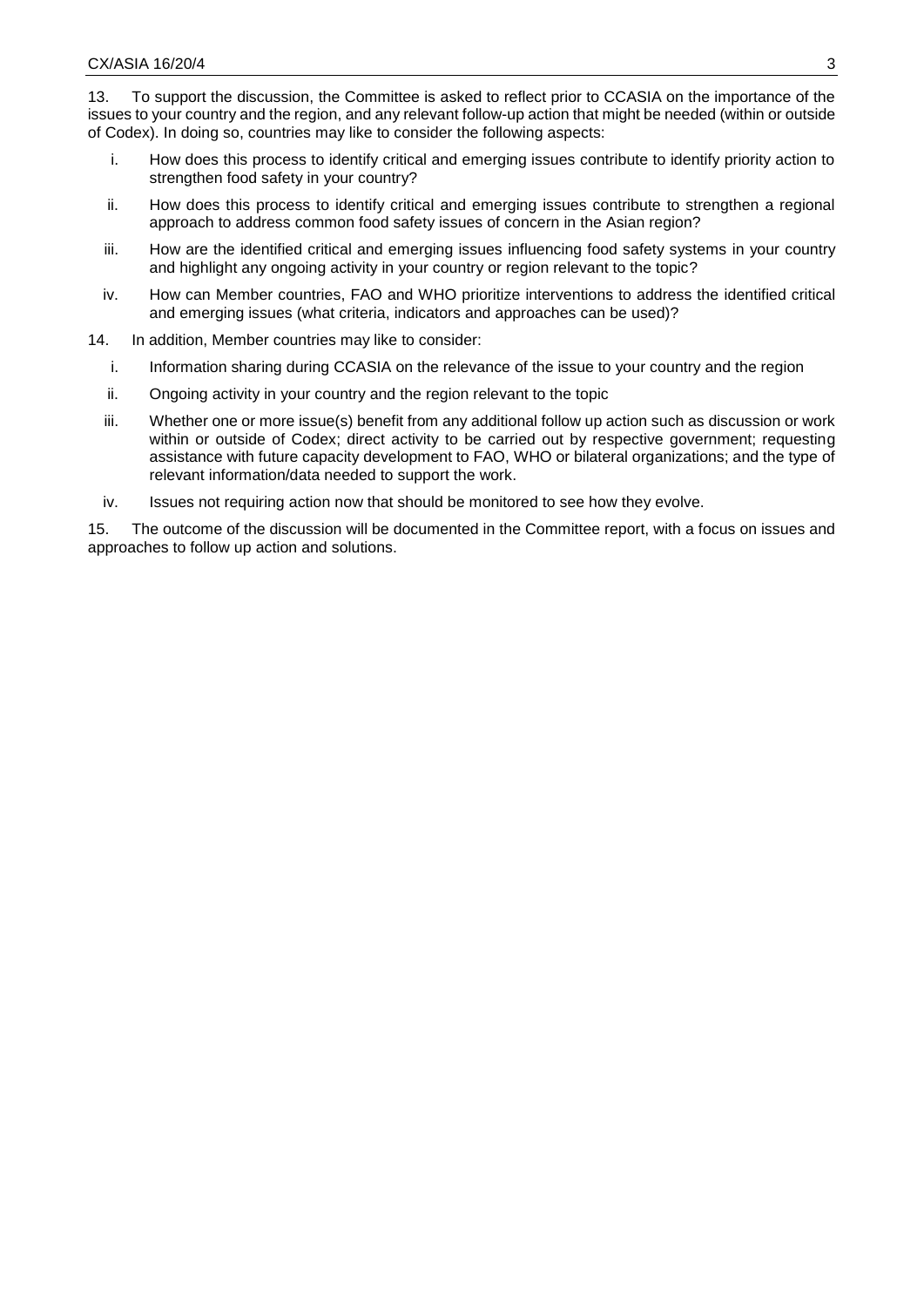13. To support the discussion, the Committee is asked to reflect prior to CCASIA on the importance of the issues to your country and the region, and any relevant follow-up action that might be needed (within or outside of Codex). In doing so, countries may like to consider the following aspects:

i. How does this process to identify critical and emerging issues contribute to identify priority action to strengthen food safety in your country?

ii. How does this process to identify critical and emerging issues contribute to strengthen a regional approach to address common food safety issues of concern in the Asian region?

iii. How are the identified critical and emerging issues influencing food safety systems in your country and highlight any ongoing activity in your country or region relevant to the topic?

iv. How can Member countries, FAO and WHO prioritize interventions to address the identified critical and emerging issues (what criteria, indicators and approaches can be used)?

14. In addition, Member countries may like to consider:

i. Information sharing during CCASIA on the relevance of the issue to your country and the region

ii. Ongoing activity in your country and the region relevant to the topic

iii. Whether one or more issue(s) benefit from any additional follow up action such as discussion or work within or outside of Codex; direct activity to be carried out by respective government; requesting assistance with future capacity development to FAO, WHO or bilateral organizations; and the type of relevant information/data needed to support the work.

iv. Issues not requiring action now that should be monitored to see how they evolve.

15. The outcome of the discussion will be documented in the Committee report, with a focus on issues and approaches to follow up action and solutions.